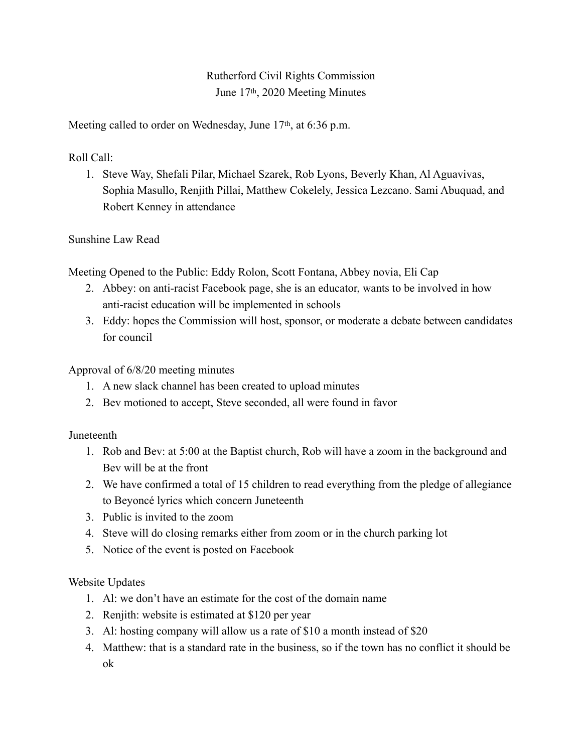Rutherford Civil Rights Commission
June 17th, 2020 Meeting Minutes

Meeting called to order on Wednesday, June 17th, at 6:36 p.m.

Roll Call:

1. Steve Way, Shefali Pilar, Michael Szarek, Rob Lyons, Beverly Khan, Al Aguavivas, Sophia Masullo, Renjith Pillai, Matthew Cokelely, Jessica Lezcano. Sami Abuquad, and Robert Kenney in attendance

Sunshine Law Read

Meeting Opened to the Public: Eddy Rolon, Scott Fontana, Abbey novia, Eli Cap

2. Abbey: on anti-racist Facebook page, she is an educator, wants to be involved in how anti-racist education will be implemented in schools
3. Eddy: hopes the Commission will host, sponsor, or moderate a debate between candidates for council

Approval of 6/8/20 meeting minutes

1. A new slack channel has been created to upload minutes
2. Bev motioned to accept, Steve seconded, all were found in favor

Juneteenth

1. Rob and Bev: at 5:00 at the Baptist church, Rob will have a zoom in the background and Bev will be at the front
2. We have confirmed a total of 15 children to read everything from the pledge of allegiance to Beyoncé lyrics which concern Juneteenth
3. Public is invited to the zoom
4. Steve will do closing remarks either from zoom or in the church parking lot
5. Notice of the event is posted on Facebook

Website Updates

1. Al: we don't have an estimate for the cost of the domain name
2. Renjith: website is estimated at $120 per year
3. Al: hosting company will allow us a rate of $10 a month instead of $20
4. Matthew: that is a standard rate in the business, so if the town has no conflict it should be ok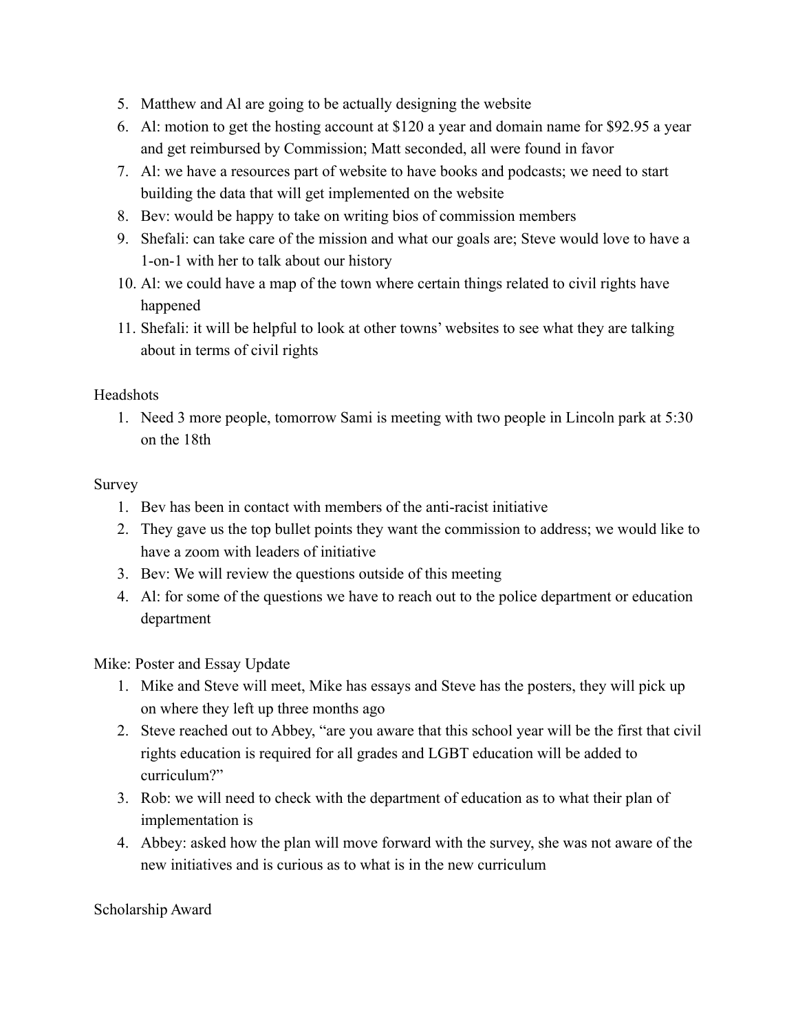5. Matthew and Al are going to be actually designing the website
6. Al: motion to get the hosting account at $120 a year and domain name for $92.95 a year and get reimbursed by Commission; Matt seconded, all were found in favor
7. Al: we have a resources part of website to have books and podcasts; we need to start building the data that will get implemented on the website
8. Bev: would be happy to take on writing bios of commission members
9. Shefali: can take care of the mission and what our goals are; Steve would love to have a 1-on-1 with her to talk about our history
10. Al: we could have a map of the town where certain things related to civil rights have happened
11. Shefali: it will be helpful to look at other towns' websites to see what they are talking about in terms of civil rights

Headshots

1. Need 3 more people, tomorrow Sami is meeting with two people in Lincoln park at 5:30 on the 18th

Survey

1. Bev has been in contact with members of the anti-racist initiative
2. They gave us the top bullet points they want the commission to address; we would like to have a zoom with leaders of initiative
3. Bev: We will review the questions outside of this meeting
4. Al: for some of the questions we have to reach out to the police department or education department

Mike: Poster and Essay Update

1. Mike and Steve will meet, Mike has essays and Steve has the posters, they will pick up on where they left up three months ago
2. Steve reached out to Abbey, "are you aware that this school year will be the first that civil rights education is required for all grades and LGBT education will be added to curriculum?"
3. Rob: we will need to check with the department of education as to what their plan of implementation is
4. Abbey: asked how the plan will move forward with the survey, she was not aware of the new initiatives and is curious as to what is in the new curriculum

Scholarship Award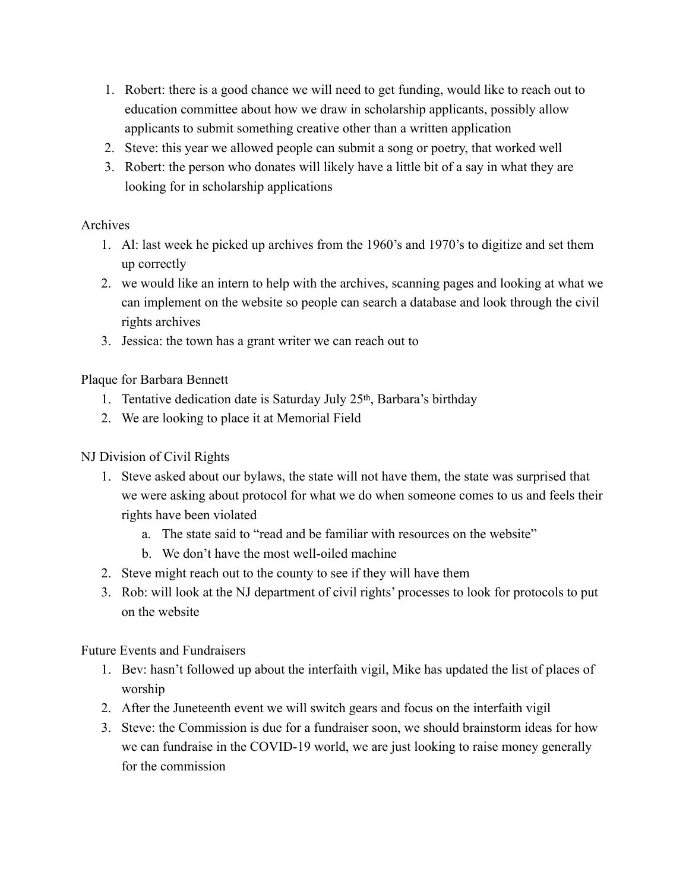1. Robert: there is a good chance we will need to get funding, would like to reach out to education committee about how we draw in scholarship applicants, possibly allow applicants to submit something creative other than a written application
2. Steve: this year we allowed people can submit a song or poetry, that worked well
3. Robert: the person who donates will likely have a little bit of a say in what they are looking for in scholarship applications

Archives

1. Al: last week he picked up archives from the 1960's and 1970's to digitize and set them up correctly
2. we would like an intern to help with the archives, scanning pages and looking at what we can implement on the website so people can search a database and look through the civil rights archives
3. Jessica: the town has a grant writer we can reach out to

Plaque for Barbara Bennett

1. Tentative dedication date is Saturday July 25th, Barbara's birthday
2. We are looking to place it at Memorial Field

NJ Division of Civil Rights

1. Steve asked about our bylaws, the state will not have them, the state was surprised that we were asking about protocol for what we do when someone comes to us and feels their rights have been violated
   a. The state said to "read and be familiar with resources on the website"
   b. We don't have the most well-oiled machine
2. Steve might reach out to the county to see if they will have them
3. Rob: will look at the NJ department of civil rights' processes to look for protocols to put on the website

Future Events and Fundraisers

1. Bev: hasn't followed up about the interfaith vigil, Mike has updated the list of places of worship
2. After the Juneteenth event we will switch gears and focus on the interfaith vigil
3. Steve: the Commission is due for a fundraiser soon, we should brainstorm ideas for how we can fundraise in the COVID-19 world, we are just looking to raise money generally for the commission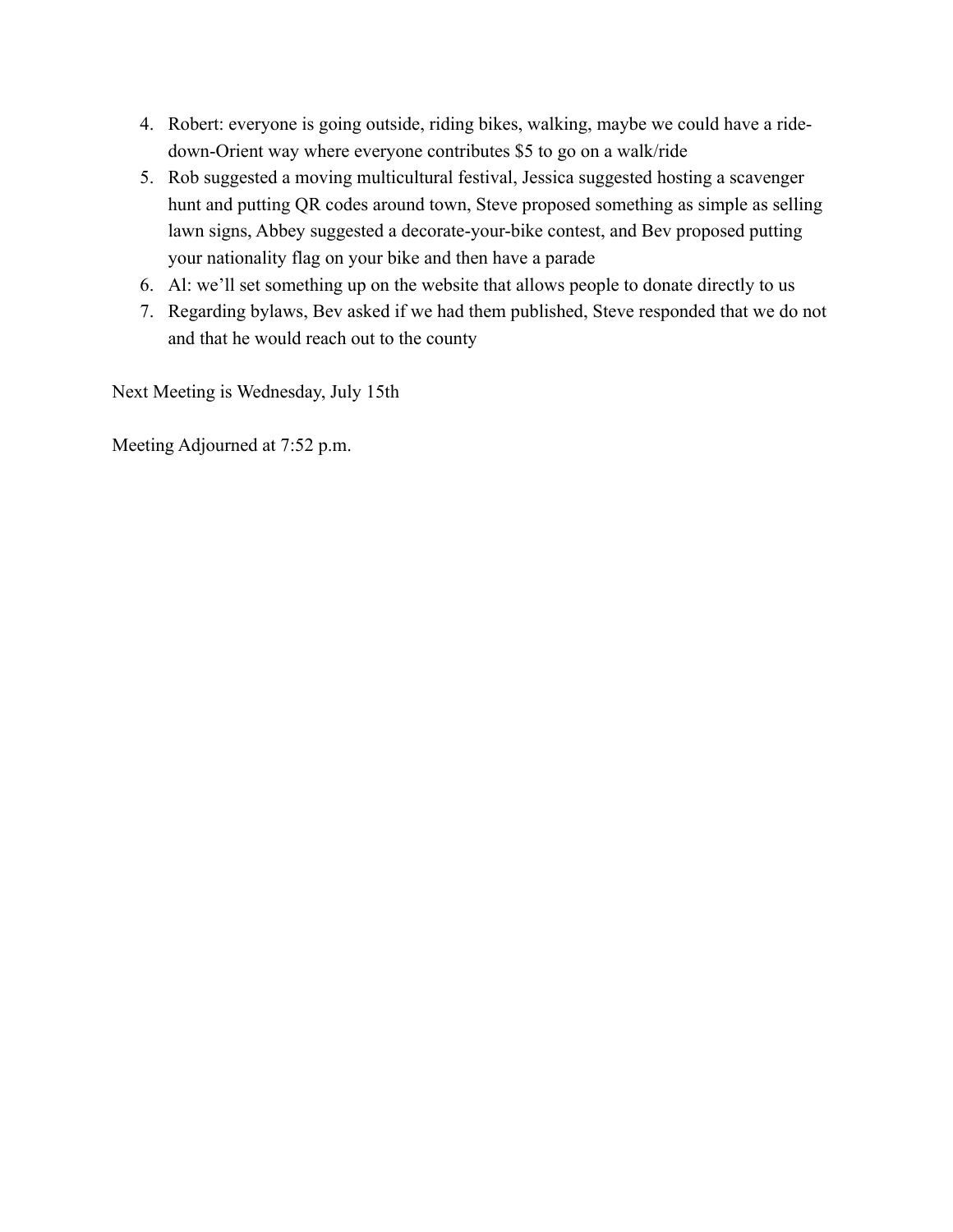4. Robert: everyone is going outside, riding bikes, walking, maybe we could have a ride-down-Orient way where everyone contributes $5 to go on a walk/ride
5. Rob suggested a moving multicultural festival, Jessica suggested hosting a scavenger hunt and putting QR codes around town, Steve proposed something as simple as selling lawn signs, Abbey suggested a decorate-your-bike contest, and Bev proposed putting your nationality flag on your bike and then have a parade
6. Al: we'll set something up on the website that allows people to donate directly to us
7. Regarding bylaws, Bev asked if we had them published, Steve responded that we do not and that he would reach out to the county

Next Meeting is Wednesday, July 15th

Meeting Adjourned at 7:52 p.m.